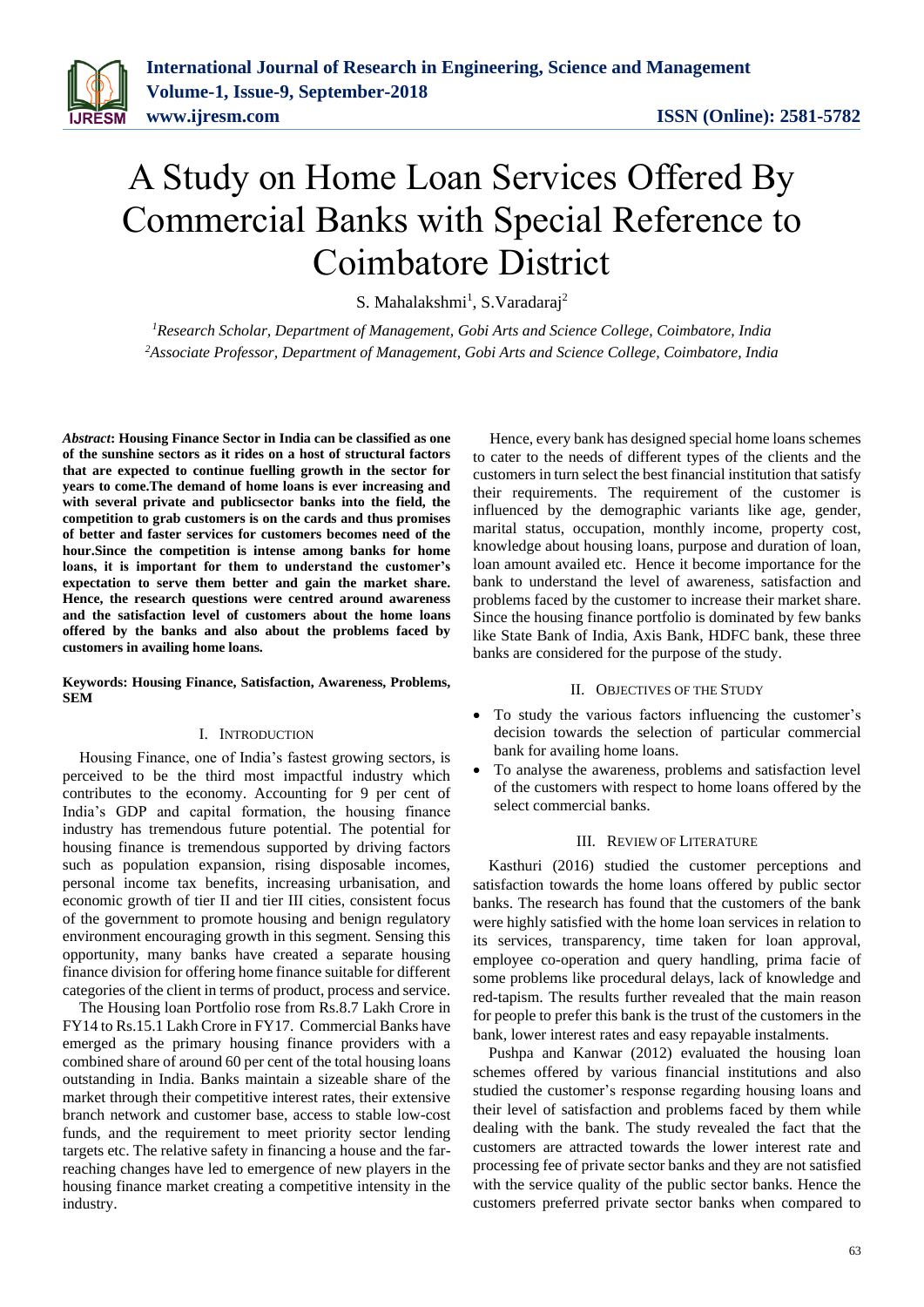# A Study on Home Loan Services Offered By Commercial Banks with Special Reference to Coimbatore District

S. Mahalakshmi[1], S.Varadaraj[2]

[1]*Research Scholar, Department of Management, Gobi Arts and Science College, Coimbatore, India*
[2]*Associate Professor, Department of Management, Gobi Arts and Science College, Coimbatore, India*

***Abstract*: Housing Finance Sector in India can be classified as one of the sunshine sectors as it rides on a host of structural factors that are expected to continue fuelling growth in the sector for years to come.The demand of home loans is ever increasing and with several private and publicsector banks into the field, the competition to grab customers is on the cards and thus promises of better and faster services for customers becomes need of the hour.Since the competition is intense among banks for home loans, it is important for them to understand the customer's expectation to serve them better and gain the market share. Hence, the research questions were centred around awareness and the satisfaction level of customers about the home loans offered by the banks and also about the problems faced by customers in availing home loans.**

**Keywords: Housing Finance, Satisfaction, Awareness, Problems, SEM**

## I. Introduction

Housing Finance, one of India's fastest growing sectors, is perceived to be the third most impactful industry which contributes to the economy. Accounting for 9 per cent of India's GDP and capital formation, the housing finance industry has tremendous future potential. The potential for housing finance is tremendous supported by driving factors such as population expansion, rising disposable incomes, personal income tax benefits, increasing urbanisation, and economic growth of tier II and tier III cities, consistent focus of the government to promote housing and benign regulatory environment encouraging growth in this segment. Sensing this opportunity, many banks have created a separate housing finance division for offering home finance suitable for different categories of the client in terms of product, process and service.

The Housing loan Portfolio rose from Rs.8.7 Lakh Crore in FY14 to Rs.15.1 Lakh Crore in FY17. Commercial Banks have emerged as the primary housing finance providers with a combined share of around 60 per cent of the total housing loans outstanding in India. Banks maintain a sizeable share of the market through their competitive interest rates, their extensive branch network and customer base, access to stable low-cost funds, and the requirement to meet priority sector lending targets etc. The relative safety in financing a house and the far-reaching changes have led to emergence of new players in the housing finance market creating a competitive intensity in the industry.

Hence, every bank has designed special home loans schemes to cater to the needs of different types of the clients and the customers in turn select the best financial institution that satisfy their requirements. The requirement of the customer is influenced by the demographic variants like age, gender, marital status, occupation, monthly income, property cost, knowledge about housing loans, purpose and duration of loan, loan amount availed etc. Hence it become importance for the bank to understand the level of awareness, satisfaction and problems faced by the customer to increase their market share. Since the housing finance portfolio is dominated by few banks like State Bank of India, Axis Bank, HDFC bank, these three banks are considered for the purpose of the study.

## II. Objectives of the Study

- To study the various factors influencing the customer's decision towards the selection of particular commercial bank for availing home loans.
- To analyse the awareness, problems and satisfaction level of the customers with respect to home loans offered by the select commercial banks.

## III. Review of Literature

Kasthuri (2016) studied the customer perceptions and satisfaction towards the home loans offered by public sector banks. The research has found that the customers of the bank were highly satisfied with the home loan services in relation to its services, transparency, time taken for loan approval, employee co-operation and query handling, prima facie of some problems like procedural delays, lack of knowledge and red-tapism. The results further revealed that the main reason for people to prefer this bank is the trust of the customers in the bank, lower interest rates and easy repayable instalments.

Pushpa and Kanwar (2012) evaluated the housing loan schemes offered by various financial institutions and also studied the customer's response regarding housing loans and their level of satisfaction and problems faced by them while dealing with the bank. The study revealed the fact that the customers are attracted towards the lower interest rate and processing fee of private sector banks and they are not satisfied with the service quality of the public sector banks. Hence the customers preferred private sector banks when compared to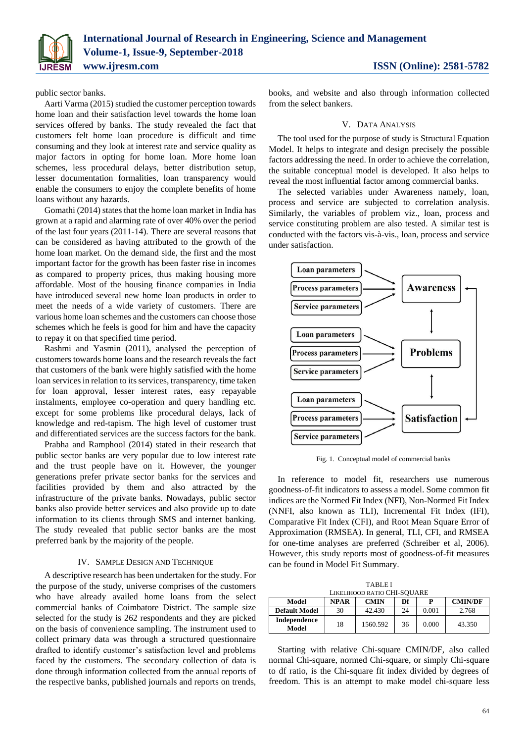public sector banks.

Aarti Varma (2015) studied the customer perception towards home loan and their satisfaction level towards the home loan services offered by banks. The study revealed the fact that customers felt home loan procedure is difficult and time consuming and they look at interest rate and service quality as major factors in opting for home loan. More home loan schemes, less procedural delays, better distribution setup, lesser documentation formalities, loan transparency would enable the consumers to enjoy the complete benefits of home loans without any hazards.

Gomathi (2014) states that the home loan market in India has grown at a rapid and alarming rate of over 40% over the period of the last four years (2011-14). There are several reasons that can be considered as having attributed to the growth of the home loan market. On the demand side, the first and the most important factor for the growth has been faster rise in incomes as compared to property prices, thus making housing more affordable. Most of the housing finance companies in India have introduced several new home loan products in order to meet the needs of a wide variety of customers. There are various home loan schemes and the customers can choose those schemes which he feels is good for him and have the capacity to repay it on that specified time period.

Rashmi and Yasmin (2011), analysed the perception of customers towards home loans and the research reveals the fact that customers of the bank were highly satisfied with the home loan services in relation to its services, transparency, time taken for loan approval, lesser interest rates, easy repayable instalments, employee co-operation and query handling etc. except for some problems like procedural delays, lack of knowledge and red-tapism. The high level of customer trust and differentiated services are the success factors for the bank.

Prabha and Ramphool (2014) stated in their research that public sector banks are very popular due to low interest rate and the trust people have on it. However, the younger generations prefer private sector banks for the services and facilities provided by them and also attracted by the infrastructure of the private banks. Nowadays, public sector banks also provide better services and also provide up to date information to its clients through SMS and internet banking. The study revealed that public sector banks are the most preferred bank by the majority of the people.

## IV. Sample Design and Technique

A descriptive research has been undertaken for the study. For the purpose of the study, universe comprises of the customers who have already availed home loans from the select commercial banks of Coimbatore District. The sample size selected for the study is 262 respondents and they are picked on the basis of convenience sampling. The instrument used to collect primary data was through a structured questionnaire drafted to identify customer's satisfaction level and problems faced by the customers. The secondary collection of data is done through information collected from the annual reports of the respective banks, published journals and reports on trends, books, and website and also through information collected from the select bankers.

## V. Data Analysis

The tool used for the purpose of study is Structural Equation Model. It helps to integrate and design precisely the possible factors addressing the need. In order to achieve the correlation, the suitable conceptual model is developed. It also helps to reveal the most influential factor among commercial banks.

The selected variables under Awareness namely, loan, process and service are subjected to correlation analysis. Similarly, the variables of problem viz., loan, process and service constituting problem are also tested. A similar test is conducted with the factors vis-à-vis., loan, process and service under satisfaction.

Loan parameters → Awareness
Process parameters → Awareness
Service parameters → Awareness

Loan parameters → Problems
Process parameters → Problems
Service parameters → Problems

Loan parameters → Satisfaction
Process parameters → Satisfaction
Service parameters → Satisfaction

Fig. 1. Conceptual model of commercial banks

In reference to model fit, researchers use numerous goodness-of-fit indicators to assess a model. Some common fit indices are the Normed Fit Index (NFI), Non-Normed Fit Index (NNFI, also known as TLI), Incremental Fit Index (IFI), Comparative Fit Index (CFI), and Root Mean Square Error of Approximation (RMSEA). In general, TLI, CFI, and RMSEA for one-time analyses are preferred (Schreiber et al, 2006). However, this study reports most of goodness-of-fit measures can be found in Model Fit Summary.

TABLE I
Likelihood Ratio Chi-Square

| Model | NPAR | CMIN | Df | P | CMIN/DF |
|---|---|---|---|---|---|
| Default Model | 30 | 42.430 | 24 | 0.001 | 2.768 |
| Independence Model | 18 | 1560.592 | 36 | 0.000 | 43.350 |

Starting with relative Chi-square CMIN/DF, also called normal Chi-square, normed Chi-square, or simply Chi-square to df ratio, is the Chi-square fit index divided by degrees of freedom. This is an attempt to make model chi-square less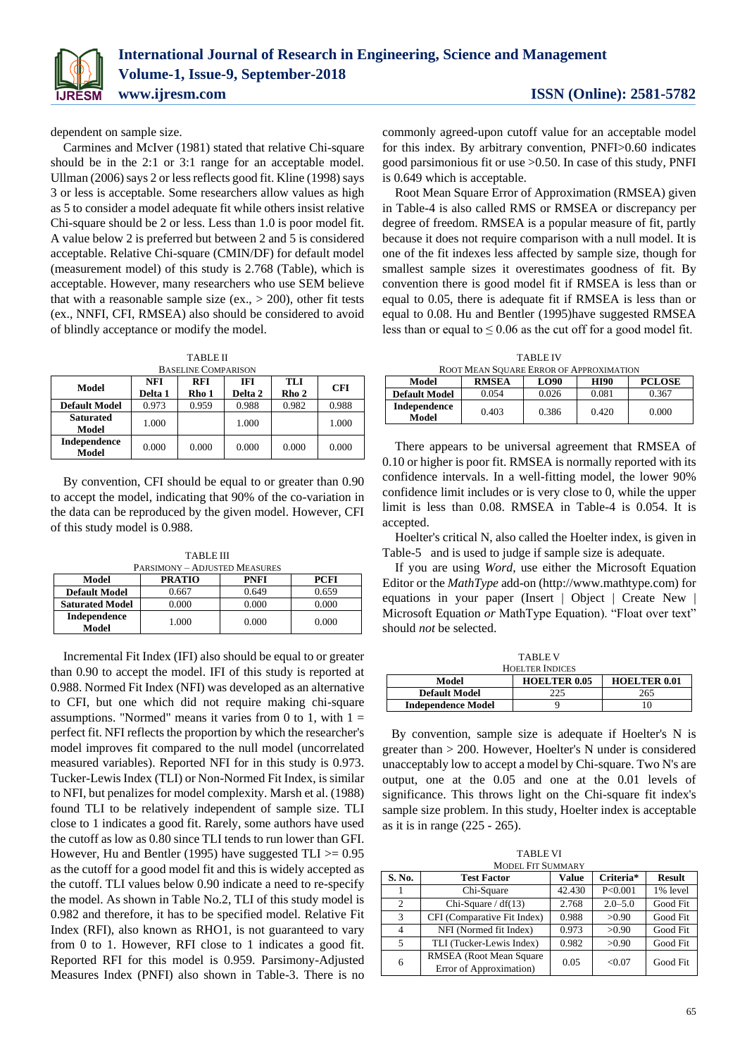dependent on sample size.

Carmines and McIver (1981) stated that relative Chi-square should be in the 2:1 or 3:1 range for an acceptable model. Ullman (2006) says 2 or less reflects good fit. Kline (1998) says 3 or less is acceptable. Some researchers allow values as high as 5 to consider a model adequate fit while others insist relative Chi-square should be 2 or less. Less than 1.0 is poor model fit. A value below 2 is preferred but between 2 and 5 is considered acceptable. Relative Chi-square (CMIN/DF) for default model (measurement model) of this study is 2.768 (Table), which is acceptable. However, many researchers who use SEM believe that with a reasonable sample size (ex., > 200), other fit tests (ex., NNFI, CFI, RMSEA) also should be considered to avoid of blindly acceptance or modify the model.

TABLE II
BASELINE COMPARISON

| Model | NFI Delta 1 | RFI Rho 1 | IFI Delta 2 | TLI Rho 2 | CFI |
|---|---|---|---|---|---|
| Default Model | 0.973 | 0.959 | 0.988 | 0.982 | 0.988 |
| Saturated Model | 1.000 | | 1.000 | | 1.000 |
| Independence Model | 0.000 | 0.000 | 0.000 | 0.000 | 0.000 |

By convention, CFI should be equal to or greater than 0.90 to accept the model, indicating that 90% of the co-variation in the data can be reproduced by the given model. However, CFI of this study model is 0.988.

TABLE III
PARSIMONY – ADJUSTED MEASURES

| Model | PRATIO | PNFI | PCFI |
|---|---|---|---|
| Default Model | 0.667 | 0.649 | 0.659 |
| Saturated Model | 0.000 | 0.000 | 0.000 |
| Independence Model | 1.000 | 0.000 | 0.000 |

Incremental Fit Index (IFI) also should be equal to or greater than 0.90 to accept the model. IFI of this study is reported at 0.988. Normed Fit Index (NFI) was developed as an alternative to CFI, but one which did not require making chi-square assumptions. "Normed" means it varies from 0 to 1, with 1 = perfect fit. NFI reflects the proportion by which the researcher's model improves fit compared to the null model (uncorrelated measured variables). Reported NFI for in this study is 0.973. Tucker-Lewis Index (TLI) or Non-Normed Fit Index, is similar to NFI, but penalizes for model complexity. Marsh et al. (1988) found TLI to be relatively independent of sample size. TLI close to 1 indicates a good fit. Rarely, some authors have used the cutoff as low as 0.80 since TLI tends to run lower than GFI. However, Hu and Bentler (1995) have suggested TLI >= 0.95 as the cutoff for a good model fit and this is widely accepted as the cutoff. TLI values below 0.90 indicate a need to re-specify the model. As shown in Table No.2, TLI of this study model is 0.982 and therefore, it has to be specified model. Relative Fit Index (RFI), also known as RHO1, is not guaranteed to vary from 0 to 1. However, RFI close to 1 indicates a good fit. Reported RFI for this model is 0.959. Parsimony-Adjusted Measures Index (PNFI) also shown in Table-3. There is no commonly agreed-upon cutoff value for an acceptable model for this index. By arbitrary convention, PNFI>0.60 indicates good parsimonious fit or use >0.50. In case of this study, PNFI is 0.649 which is acceptable.

Root Mean Square Error of Approximation (RMSEA) given in Table-4 is also called RMS or RMSEA or discrepancy per degree of freedom. RMSEA is a popular measure of fit, partly because it does not require comparison with a null model. It is one of the fit indexes less affected by sample size, though for smallest sample sizes it overestimates goodness of fit. By convention there is good model fit if RMSEA is less than or equal to 0.05, there is adequate fit if RMSEA is less than or equal to 0.08. Hu and Bentler (1995)have suggested RMSEA less than or equal to ≤ 0.06 as the cut off for a good model fit.

TABLE IV
ROOT MEAN SQUARE ERROR OF APPROXIMATION

| Model | RMSEA | LO90 | HI90 | PCLOSE |
|---|---|---|---|---|
| Default Model | 0.054 | 0.026 | 0.081 | 0.367 |
| Independence Model | 0.403 | 0.386 | 0.420 | 0.000 |

There appears to be universal agreement that RMSEA of 0.10 or higher is poor fit. RMSEA is normally reported with its confidence intervals. In a well-fitting model, the lower 90% confidence limit includes or is very close to 0, while the upper limit is less than 0.08. RMSEA in Table-4 is 0.054. It is accepted.

Hoelter's critical N, also called the Hoelter index, is given in Table-5 and is used to judge if sample size is adequate.

If you are using *Word*, use either the Microsoft Equation Editor or the *MathType* add-on (http://www.mathtype.com) for equations in your paper (Insert | Object | Create New | Microsoft Equation *or* MathType Equation). "Float over text" should *not* be selected.

TABLE V
HOELTER INDICES

| Model | HOELTER 0.05 | HOELTER 0.01 |
|---|---|---|
| Default Model | 225 | 265 |
| Independence Model | 9 | 10 |

By convention, sample size is adequate if Hoelter's N is greater than > 200. However, Hoelter's N under is considered unacceptably low to accept a model by Chi-square. Two N's are output, one at the 0.05 and one at the 0.01 levels of significance. This throws light on the Chi-square fit index's sample size problem. In this study, Hoelter index is acceptable as it is in range (225 - 265).

TABLE VI
MODEL FIT SUMMARY

| S. No. | Test Factor | Value | Criteria* | Result |
|---|---|---|---|---|
| 1 | Chi-Square | 42.430 | P<0.001 | 1% level |
| 2 | Chi-Square / df(13) | 2.768 | 2.0–5.0 | Good Fit |
| 3 | CFI (Comparative Fit Index) | 0.988 | >0.90 | Good Fit |
| 4 | NFI (Normed fit Index) | 0.973 | >0.90 | Good Fit |
| 5 | TLI (Tucker-Lewis Index) | 0.982 | >0.90 | Good Fit |
| 6 | RMSEA (Root Mean Square Error of Approximation) | 0.05 | <0.07 | Good Fit |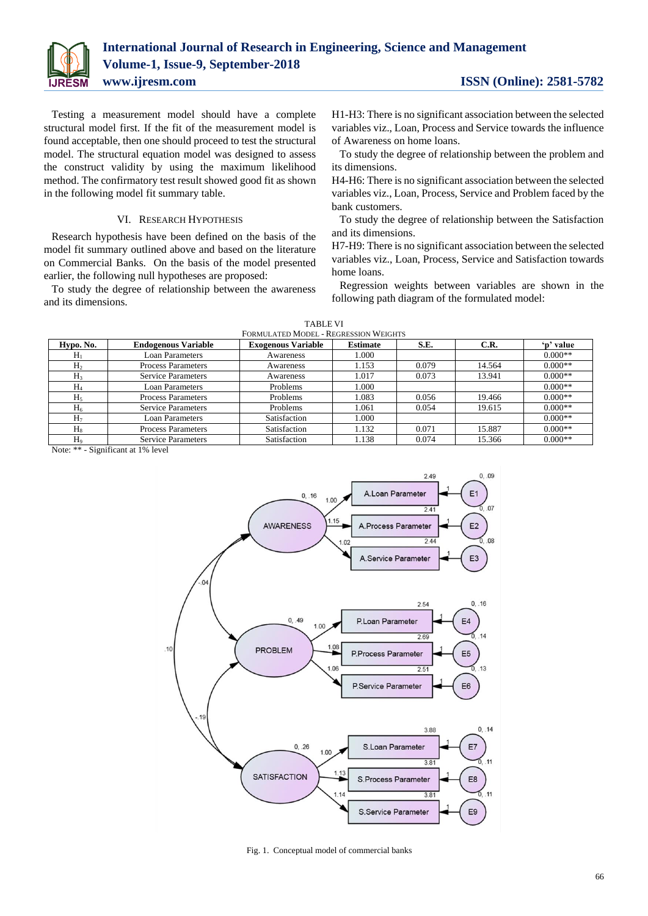Testing a measurement model should have a complete structural model first. If the fit of the measurement model is found acceptable, then one should proceed to test the structural model. The structural equation model was designed to assess the construct validity by using the maximum likelihood method. The confirmatory test result showed good fit as shown in the following model fit summary table.

## VI. Research Hypothesis

Research hypothesis have been defined on the basis of the model fit summary outlined above and based on the literature on Commercial Banks. On the basis of the model presented earlier, the following null hypotheses are proposed:

To study the degree of relationship between the awareness and its dimensions.

H1-H3: There is no significant association between the selected variables viz., Loan, Process and Service towards the influence of Awareness on home loans.

To study the degree of relationship between the problem and its dimensions.

H4-H6: There is no significant association between the selected variables viz., Loan, Process, Service and Problem faced by the bank customers.

To study the degree of relationship between the Satisfaction and its dimensions.

H7-H9: There is no significant association between the selected variables viz., Loan, Process, Service and Satisfaction towards home loans.

Regression weights between variables are shown in the following path diagram of the formulated model:

TABLE VI
Formulated Model - Regression Weights

| Hypo. No. | Endogenous Variable | Exogenous Variable | Estimate | S.E. | C.R. | 'p' value |
|---|---|---|---|---|---|---|
| $H_1$ | Loan Parameters | Awareness | 1.000 | | | 0.000** |
| $H_2$ | Process Parameters | Awareness | 1.153 | 0.079 | 14.564 | 0.000** |
| $H_3$ | Service Parameters | Awareness | 1.017 | 0.073 | 13.941 | 0.000** |
| $H_4$ | Loan Parameters | Problems | 1.000 | | | 0.000** |
| $H_5$ | Process Parameters | Problems | 1.083 | 0.056 | 19.466 | 0.000** |
| $H_6$ | Service Parameters | Problems | 1.061 | 0.054 | 19.615 | 0.000** |
| $H_7$ | Loan Parameters | Satisfaction | 1.000 | | | 0.000** |
| $H_8$ | Process Parameters | Satisfaction | 1.132 | 0.071 | 15.887 | 0.000** |
| $H_9$ | Service Parameters | Satisfaction | 1.138 | 0.074 | 15.366 | 0.000** |

Note: ** - Significant at 1% level

Fig. 1. Conceptual model of commercial banks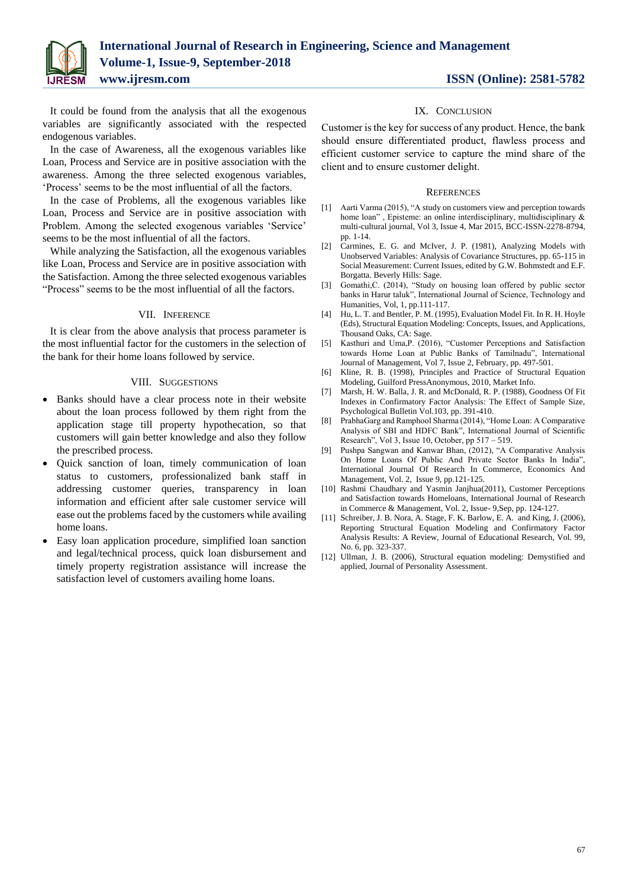It could be found from the analysis that all the exogenous variables are significantly associated with the respected endogenous variables.

In the case of Awareness, all the exogenous variables like Loan, Process and Service are in positive association with the awareness. Among the three selected exogenous variables, 'Process' seems to be the most influential of all the factors.

In the case of Problems, all the exogenous variables like Loan, Process and Service are in positive association with Problem. Among the selected exogenous variables 'Service' seems to be the most influential of all the factors.

While analyzing the Satisfaction, all the exogenous variables like Loan, Process and Service are in positive association with the Satisfaction. Among the three selected exogenous variables "Process" seems to be the most influential of all the factors.

## VII. Inference

It is clear from the above analysis that process parameter is the most influential factor for the customers in the selection of the bank for their home loans followed by service.

## VIII. Suggestions

- Banks should have a clear process note in their website about the loan process followed by them right from the application stage till property hypothecation, so that customers will gain better knowledge and also they follow the prescribed process.
- Quick sanction of loan, timely communication of loan status to customers, professionalized bank staff in addressing customer queries, transparency in loan information and efficient after sale customer service will ease out the problems faced by the customers while availing home loans.
- Easy loan application procedure, simplified loan sanction and legal/technical process, quick loan disbursement and timely property registration assistance will increase the satisfaction level of customers availing home loans.

## IX. Conclusion

Customer is the key for success of any product. Hence, the bank should ensure differentiated product, flawless process and efficient customer service to capture the mind share of the client and to ensure customer delight.

## References

[1] Aarti Varma (2015), "A study on customers view and perception towards home loan" , Episteme: an online interdisciplinary, multidisciplinary & multi-cultural journal, Vol 3, Issue 4, Mar 2015, BCC-ISSN-2278-8794, pp. 1-14.

[2] Carmines, E. G. and McIver, J. P. (1981), Analyzing Models with Unobserved Variables: Analysis of Covariance Structures, pp. 65-115 in Social Measurement: Current Issues, edited by G.W. Bohmstedt and E.F. Borgatta. Beverly Hills: Sage.

[3] Gomathi,C. (2014), "Study on housing loan offered by public sector banks in Harur taluk", International Journal of Science, Technology and Humanities, Vol, 1, pp.111-117.

[4] Hu, L. T. and Bentler, P. M. (1995), Evaluation Model Fit. In R. H. Hoyle (Eds), Structural Equation Modeling: Concepts, Issues, and Applications, Thousand Oaks, CA: Sage.

[5] Kasthuri and Uma,P. (2016), "Customer Perceptions and Satisfaction towards Home Loan at Public Banks of Tamilnadu", International Journal of Management, Vol 7, Issue 2, February, pp. 497-501.

[6] Kline, R. B. (1998), Principles and Practice of Structural Equation Modeling, Guilford PressAnonymous, 2010, Market Info.

[7] Marsh, H. W. Balla, J. R. and McDonald, R. P. (1988), Goodness Of Fit Indexes in Confirmatory Factor Analysis: The Effect of Sample Size, Psychological Bulletin Vol.103, pp. 391-410.

[8] PrabhaGarg and Ramphool Sharma (2014), "Home Loan: A Comparative Analysis of SBI and HDFC Bank", International Journal of Scientific Research", Vol 3, Issue 10, October, pp 517 – 519.

[9] Pushpa Sangwan and Kanwar Bhan, (2012), "A Comparative Analysis On Home Loans Of Public And Private Sector Banks In India", International Journal Of Research In Commerce, Economics And Management, Vol. 2, Issue 9, pp.121-125.

[10] Rashmi Chaudhary and Yasmin Janjhua(2011), Customer Perceptions and Satisfaction towards Homeloans, International Journal of Research in Commerce & Management, Vol. 2, Issue- 9,Sep, pp. 124-127.

[11] Schreiber, J. B. Nora, A. Stage, F. K. Barlow, E. A. and King, J. (2006), Reporting Structural Equation Modeling and Confirmatory Factor Analysis Results: A Review, Journal of Educational Research, Vol. 99, No. 6, pp. 323-337.

[12] Ullman, J. B. (2006), Structural equation modeling: Demystified and applied, Journal of Personality Assessment.